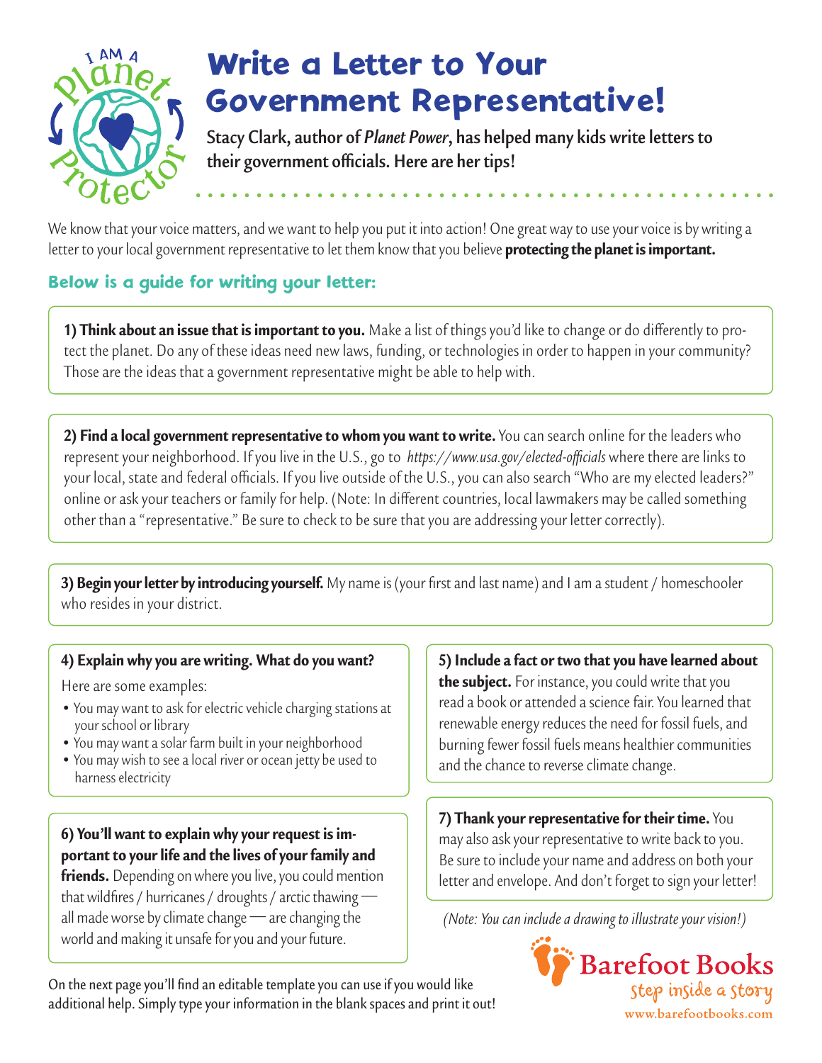I AM A Planet Protector

# Write a Letter to Your Government Representative!

**Stacy Clark, author of *Planet Power*, has helped many kids write letters to their government officials. Here are her tips!**

We know that your voice matters, and we want to help you put it into action! One great way to use your voice is by writing a letter to your local government representative to let them know that you believe **protecting the planet is important.**

## Below is a guide for writing your letter:

**1) Think about an issue that is important to you.** Make a list of things you'd like to change or do differently to protect the planet. Do any of these ideas need new laws, funding, or technologies in order to happen in your community? Those are the ideas that a government representative might be able to help with.

**2) Find a local government representative to whom you want to write.** You can search online for the leaders who represent your neighborhood. If you live in the U.S., go to *https://www.usa.gov/elected-officials* where there are links to your local, state and federal officials. If you live outside of the U.S., you can also search "Who are my elected leaders?" online or ask your teachers or family for help. (Note: In different countries, local lawmakers may be called something other than a "representative." Be sure to check to be sure that you are addressing your letter correctly).

**3) Begin your letter by introducing yourself.** My name is (your first and last name) and I am a student / homeschooler who resides in your district.

**4) Explain why you are writing. What do you want?**

Here are some examples:

- You may want to ask for electric vehicle charging stations at your school or library
- You may want a solar farm built in your neighborhood
- You may wish to see a local river or ocean jetty be used to harness electricity

**5) Include a fact or two that you have learned about the subject.** For instance, you could write that you read a book or attended a science fair. You learned that renewable energy reduces the need for fossil fuels, and burning fewer fossil fuels means healthier communities and the chance to reverse climate change.

**6) You'll want to explain why your request is important to your life and the lives of your family and friends.** Depending on where you live, you could mention that wildfires / hurricanes / droughts / arctic thawing — all made worse by climate change — are changing the world and making it unsafe for you and your future.

**7) Thank your representative for their time.** You may also ask your representative to write back to you. Be sure to include your name and address on both your letter and envelope. And don't forget to sign your letter!

*(Note: You can include a drawing to illustrate your vision!)*

On the next page you'll find an editable template you can use if you would like additional help. Simply type your information in the blank spaces and print it out!

Barefoot Books
step inside a story
www.barefootbooks.com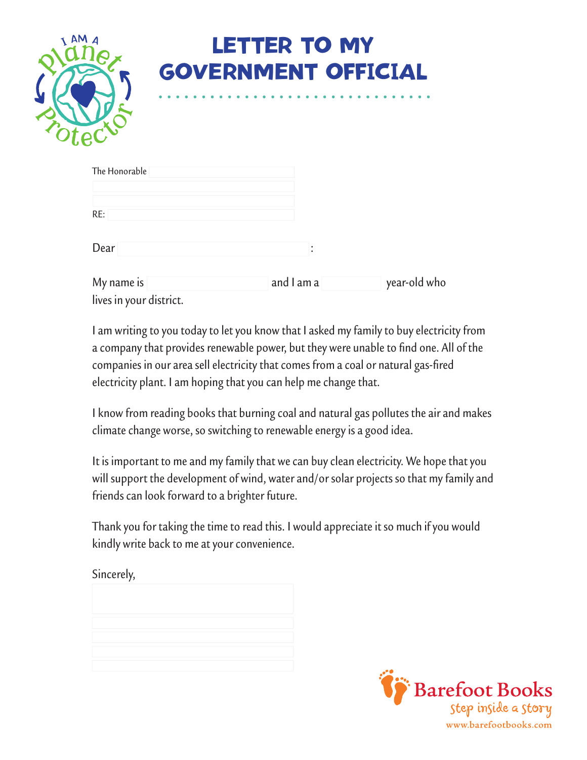# LETTER TO MY GOVERNMENT OFFICIAL

The Honorable

RE:

Dear :

My name is  and I am a  year-old who lives in your district.

I am writing to you today to let you know that I asked my family to buy electricity from a company that provides renewable power, but they were unable to find one. All of the companies in our area sell electricity that comes from a coal or natural gas-fired electricity plant. I am hoping that you can help me change that.

I know from reading books that burning coal and natural gas pollutes the air and makes climate change worse, so switching to renewable energy is a good idea.

It is important to me and my family that we can buy clean electricity. We hope that you will support the development of wind, water and/or solar projects so that my family and friends can look forward to a brighter future.

Thank you for taking the time to read this. I would appreciate it so much if you would kindly write back to me at your convenience.

Sincerely,

Barefoot Books
step inside a story
www.barefootbooks.com